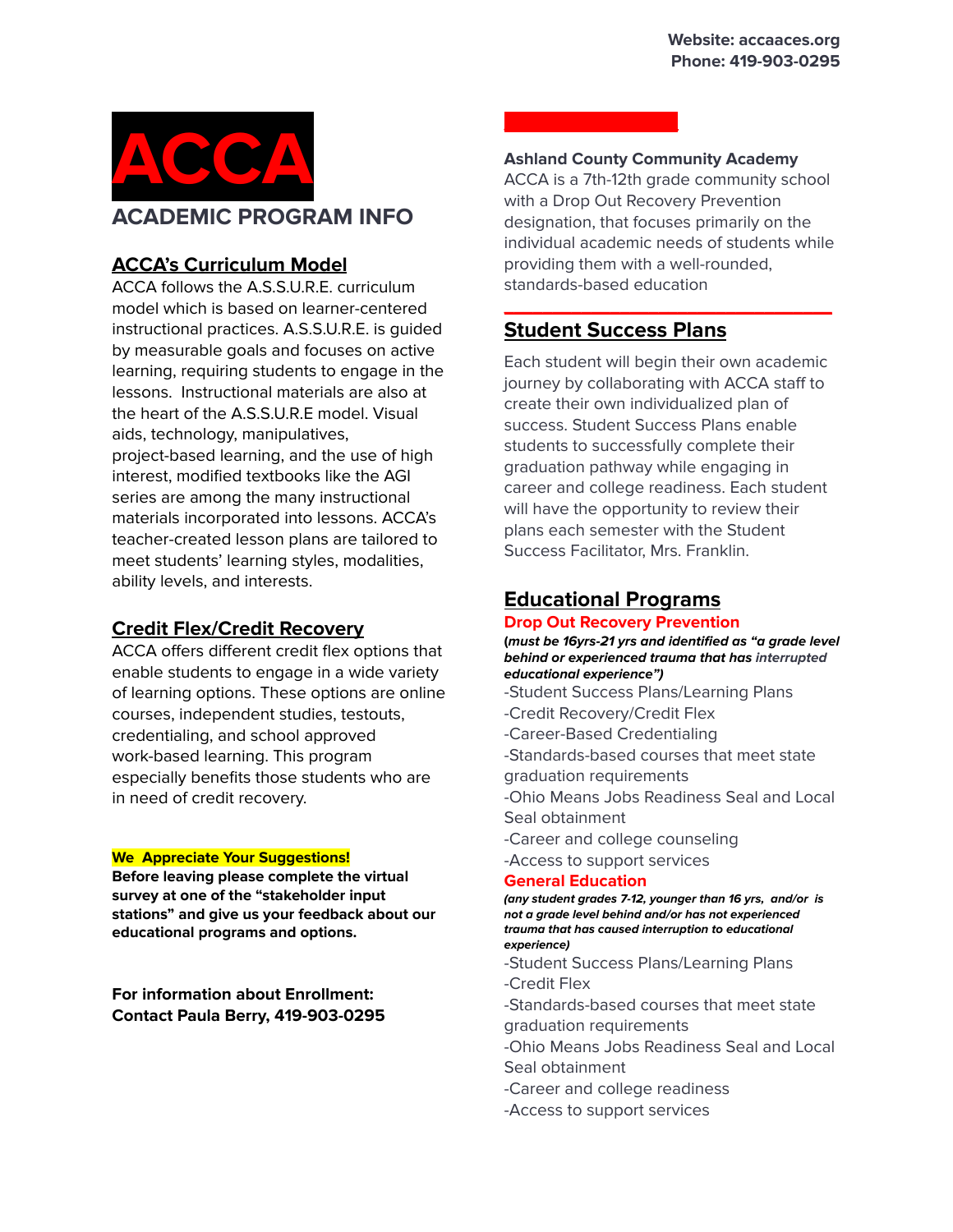Website: accaaces.org
Phone: 419-903-0295

# ACCA

## ACADEMIC PROGRAM INFO

### ACCA's Curriculum Model

ACCA follows the A.S.S.U.R.E. curriculum model which is based on learner-centered instructional practices. A.S.S.U.R.E. is guided by measurable goals and focuses on active learning, requiring students to engage in the lessons. Instructional materials are also at the heart of the A.S.S.U.R.E model. Visual aids, technology, manipulatives, project-based learning, and the use of high interest, modified textbooks like the AGI series are among the many instructional materials incorporated into lessons. ACCA's teacher-created lesson plans are tailored to meet students' learning styles, modalities, ability levels, and interests.

### Credit Flex/Credit Recovery

ACCA offers different credit flex options that enable students to engage in a wide variety of learning options. These options are online courses, independent studies, testouts, credentialing, and school approved work-based learning. This program especially benefits those students who are in need of credit recovery.

**We Appreciate Your Suggestions!**

**Before leaving please complete the virtual survey at one of the "stakeholder input stations" and give us your feedback about our educational programs and options.**

**For information about Enrollment: Contact Paula Berry, 419-903-0295**

**Ashland County Community Academy**

ACCA is a 7th-12th grade community school with a Drop Out Recovery Prevention designation, that focuses primarily on the individual academic needs of students while providing them with a well-rounded, standards-based education

### Student Success Plans

Each student will begin their own academic journey by collaborating with ACCA staff to create their own individualized plan of success. Student Success Plans enable students to successfully complete their graduation pathway while engaging in career and college readiness. Each student will have the opportunity to review their plans each semester with the Student Success Facilitator, Mrs. Franklin.

### Educational Programs

**Drop Out Recovery Prevention**

***(must be 16yrs-21 yrs and identified as "a grade level behind or experienced trauma that has interrupted educational experience")***

-Student Success Plans/Learning Plans
-Credit Recovery/Credit Flex
-Career-Based Credentialing
-Standards-based courses that meet state graduation requirements
-Ohio Means Jobs Readiness Seal and Local Seal obtainment
-Career and college counseling
-Access to support services

**General Education**

***(any student grades 7-12, younger than 16 yrs, and/or is not a grade level behind and/or has not experienced trauma that has caused interruption to educational experience)***

-Student Success Plans/Learning Plans
-Credit Flex
-Standards-based courses that meet state graduation requirements
-Ohio Means Jobs Readiness Seal and Local Seal obtainment
-Career and college readiness
-Access to support services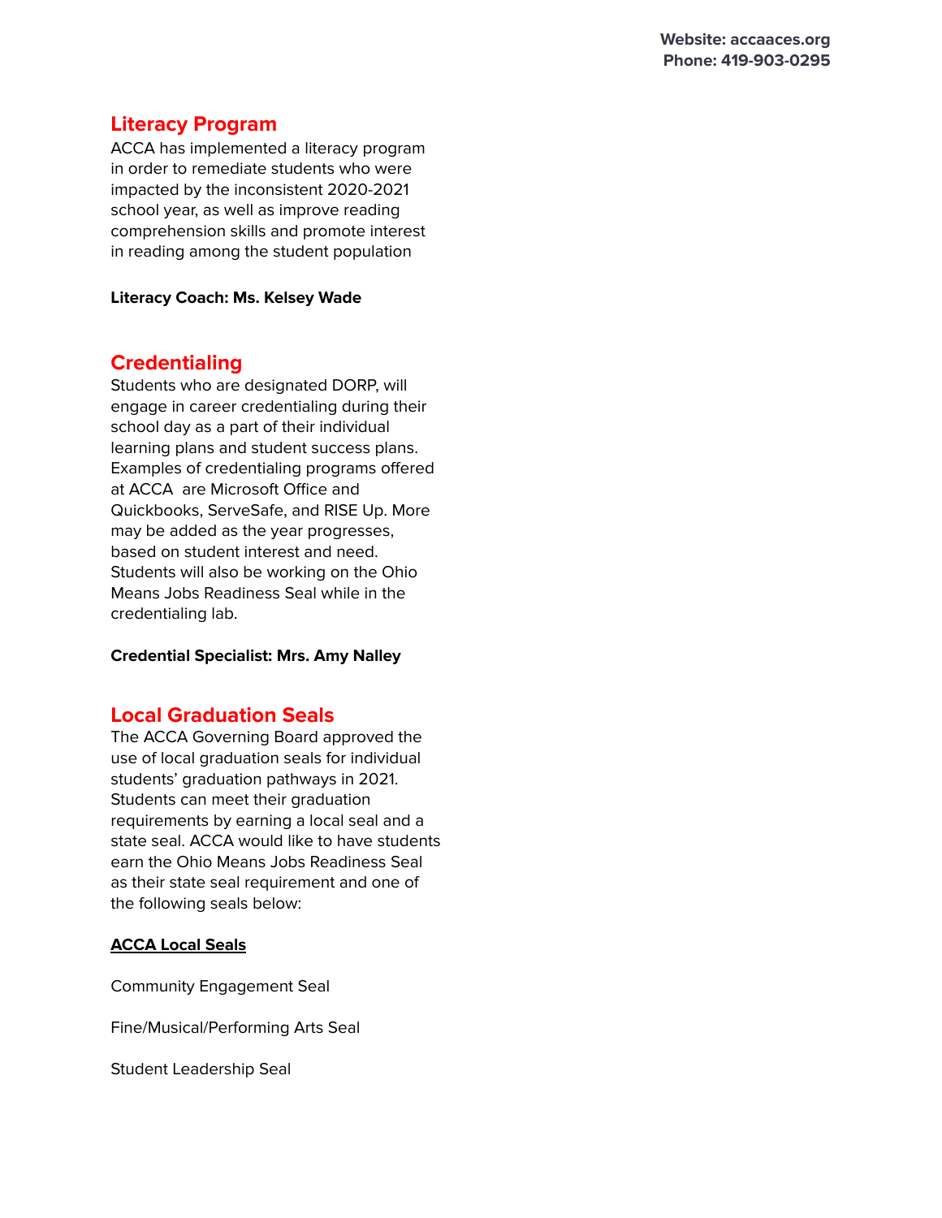## Literacy Program

ACCA has implemented a literacy program in order to remediate students who were impacted by the inconsistent 2020-2021 school year, as well as improve reading comprehension skills and promote interest in reading among the student population

**Literacy Coach: Ms. Kelsey Wade**

## Credentialing

Students who are designated DORP, will engage in career credentialing during their school day as a part of their individual learning plans and student success plans. Examples of credentialing programs offered at ACCA are Microsoft Office and Quickbooks, ServeSafe, and RISE Up. More may be added as the year progresses, based on student interest and need. Students will also be working on the Ohio Means Jobs Readiness Seal while in the credentialing lab.

**Credential Specialist: Mrs. Amy Nalley**

## Local Graduation Seals

The ACCA Governing Board approved the use of local graduation seals for individual students' graduation pathways in 2021. Students can meet their graduation requirements by earning a local seal and a state seal. ACCA would like to have students earn the Ohio Means Jobs Readiness Seal as their state seal requirement and one of the following seals below:

**ACCA Local Seals**

Community Engagement Seal

Fine/Musical/Performing Arts Seal

Student Leadership Seal